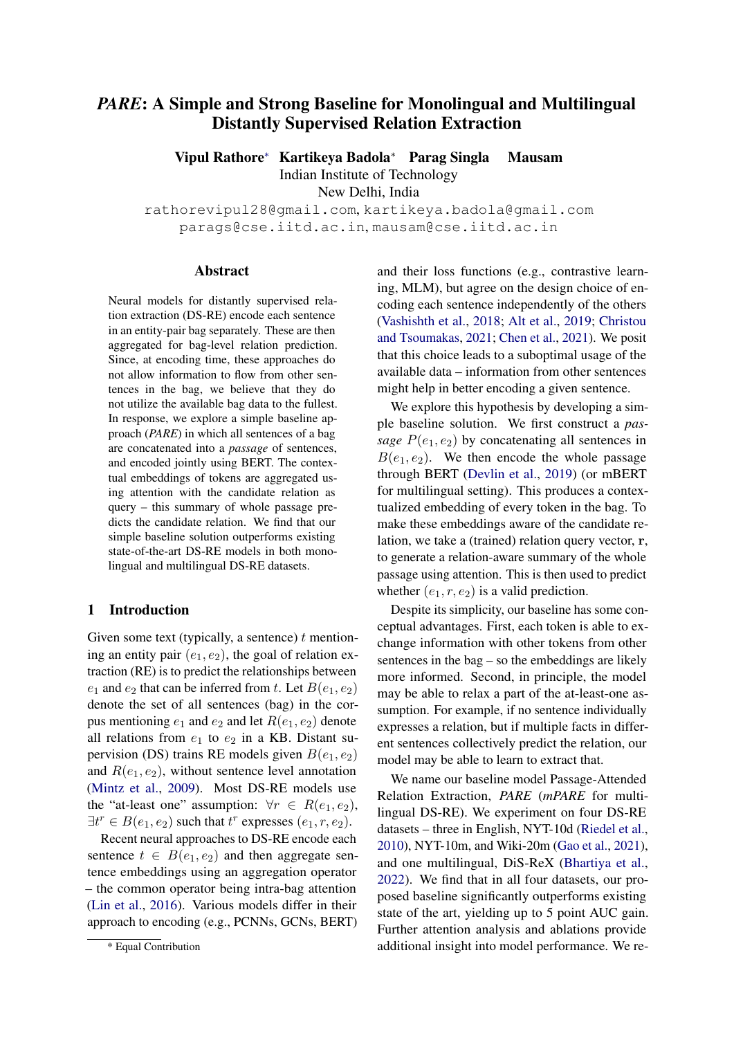# *PARE*: A Simple and Strong Baseline for Monolingual and Multilingual Distantly Supervised Relation Extraction

**Vipul Rathore*** **Kartikeya Badola*** **Parag Singla** **Mausam**

Indian Institute of Technology
New Delhi, India

rathorevipul28@gmail.com, kartikeya.badola@gmail.com
parags@cse.iitd.ac.in, mausam@cse.iitd.ac.in

## Abstract

Neural models for distantly supervised relation extraction (DS-RE) encode each sentence in an entity-pair bag separately. These are then aggregated for bag-level relation prediction. Since, at encoding time, these approaches do not allow information to flow from other sentences in the bag, we believe that they do not utilize the available bag data to the fullest. In response, we explore a simple baseline approach (*PARE*) in which all sentences of a bag are concatenated into a *passage* of sentences, and encoded jointly using BERT. The contextual embeddings of tokens are aggregated using attention with the candidate relation as query – this summary of whole passage predicts the candidate relation. We find that our simple baseline solution outperforms existing state-of-the-art DS-RE models in both monolingual and multilingual DS-RE datasets.

## 1 Introduction

Given some text (typically, a sentence) $t$ mentioning an entity pair $(e_1, e_2)$, the goal of relation extraction (RE) is to predict the relationships between $e_1$ and $e_2$ that can be inferred from $t$. Let $B(e_1, e_2)$ denote the set of all sentences (bag) in the corpus mentioning $e_1$ and $e_2$ and let $R(e_1, e_2)$ denote all relations from $e_1$ to $e_2$ in a KB. Distant supervision (DS) trains RE models given $B(e_1, e_2)$ and $R(e_1, e_2)$, without sentence level annotation (Mintz et al., 2009). Most DS-RE models use the "at-least one" assumption: $\forall r \in R(e_1, e_2)$, $\exists t^r \in B(e_1, e_2)$ such that $t^r$ expresses $(e_1, r, e_2)$.

Recent neural approaches to DS-RE encode each sentence $t \in B(e_1, e_2)$ and then aggregate sentence embeddings using an aggregation operator – the common operator being intra-bag attention (Lin et al., 2016). Various models differ in their approach to encoding (e.g., PCNNs, GCNs, BERT) and their loss functions (e.g., contrastive learning, MLM), but agree on the design choice of encoding each sentence independently of the others (Vashishth et al., 2018; Alt et al., 2019; Christou and Tsoumakas, 2021; Chen et al., 2021). We posit that this choice leads to a suboptimal usage of the available data – information from other sentences might help in better encoding a given sentence.

We explore this hypothesis by developing a simple baseline solution. We first construct a *passage* $P(e_1, e_2)$ by concatenating all sentences in $B(e_1, e_2)$. We then encode the whole passage through BERT (Devlin et al., 2019) (or mBERT for multilingual setting). This produces a contextualized embedding of every token in the bag. To make these embeddings aware of the candidate relation, we take a (trained) relation query vector, $\mathbf{r}$, to generate a relation-aware summary of the whole passage using attention. This is then used to predict whether $(e_1, r, e_2)$ is a valid prediction.

Despite its simplicity, our baseline has some conceptual advantages. First, each token is able to exchange information with other tokens from other sentences in the bag – so the embeddings are likely more informed. Second, in principle, the model may be able to relax a part of the at-least-one assumption. For example, if no sentence individually expresses a relation, but if multiple facts in different sentences collectively predict the relation, our model may be able to learn to extract that.

We name our baseline model Passage-Attended Relation Extraction, *PARE* (*mPARE* for multilingual DS-RE). We experiment on four DS-RE datasets – three in English, NYT-10d (Riedel et al., 2010), NYT-10m, and Wiki-20m (Gao et al., 2021), and one multilingual, DiS-ReX (Bhartiya et al., 2022). We find that in all four datasets, our proposed baseline significantly outperforms existing state of the art, yielding up to 5 point AUC gain. Further attention analysis and ablations provide additional insight into model performance. We re-

* Equal Contribution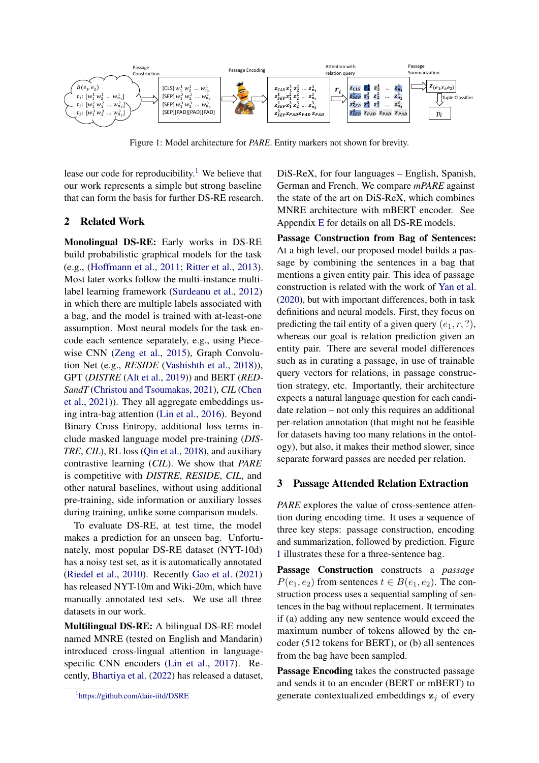Figure 1: Model architecture for *PARE*. Entity markers not shown for brevity.

lease our code for reproducibility.[1] We believe that our work represents a simple but strong baseline that can form the basis for further DS-RE research.

## 2 Related Work

**Monolingual DS-RE:** Early works in DS-RE build probabilistic graphical models for the task (e.g., (Hoffmann et al., 2011; Ritter et al., 2013). Most later works follow the multi-instance multi-label learning framework (Surdeanu et al., 2012) in which there are multiple labels associated with a bag, and the model is trained with at-least-one assumption. Most neural models for the task encode each sentence separately, e.g., using Piecewise CNN (Zeng et al., 2015), Graph Convolution Net (e.g., *RESIDE* (Vashishth et al., 2018)), GPT (*DISTRE* (Alt et al., 2019)) and BERT (*REDSandT* (Christou and Tsoumakas, 2021), *CIL* (Chen et al., 2021)). They all aggregate embeddings using intra-bag attention (Lin et al., 2016). Beyond Binary Cross Entropy, additional loss terms include masked language model pre-training (*DISTRE*, *CIL*), RL loss (Qin et al., 2018), and auxiliary contrastive learning (*CIL*). We show that *PARE* is competitive with *DISTRE*, *RESIDE*, *CIL*, and other natural baselines, without using additional pre-training, side information or auxiliary losses during training, unlike some comparison models.

To evaluate DS-RE, at test time, the model makes a prediction for an unseen bag. Unfortunately, most popular DS-RE dataset (NYT-10d) has a noisy test set, as it is automatically annotated (Riedel et al., 2010). Recently Gao et al. (2021) has released NYT-10m and Wiki-20m, which have manually annotated test sets. We use all three datasets in our work.

**Multilingual DS-RE:** A bilingual DS-RE model named MNRE (tested on English and Mandarin) introduced cross-lingual attention in language-specific CNN encoders (Lin et al., 2017). Recently, Bhartiya et al. (2022) has released a dataset, DiS-ReX, for four languages – English, Spanish, German and French. We compare *mPARE* against the state of the art on DiS-ReX, which combines MNRE architecture with mBERT encoder. See Appendix E for details on all DS-RE models.

**Passage Construction from Bag of Sentences:** At a high level, our proposed model builds a passage by combining the sentences in a bag that mentions a given entity pair. This idea of passage construction is related with the work of Yan et al. (2020), but with important differences, both in task definitions and neural models. First, they focus on predicting the tail entity of a given query $(e_1, r, ?)$, whereas our goal is relation prediction given an entity pair. There are several model differences such as in curating a passage, in use of trainable query vectors for relations, in passage construction strategy, etc. Importantly, their architecture expects a natural language question for each candidate relation – not only this requires an additional per-relation annotation (that might not be feasible for datasets having too many relations in the ontology), but also, it makes their method slower, since separate forward passes are needed per relation.

## 3 Passage Attended Relation Extraction

*PARE* explores the value of cross-sentence attention during encoding time. It uses a sequence of three key steps: passage construction, encoding and summarization, followed by prediction. Figure 1 illustrates these for a three-sentence bag.

**Passage Construction** constructs a *passage* $P(e_1, e_2)$ from sentences $t \in B(e_1, e_2)$. The construction process uses a sequential sampling of sentences in the bag without replacement. It terminates if (a) adding any new sentence would exceed the maximum number of tokens allowed by the encoder (512 tokens for BERT), or (b) all sentences from the bag have been sampled.

**Passage Encoding** takes the constructed passage and sends it to an encoder (BERT or mBERT) to generate contextualized embeddings $\mathbf{z}_j$ of every

[1] https://github.com/dair-iitd/DSRE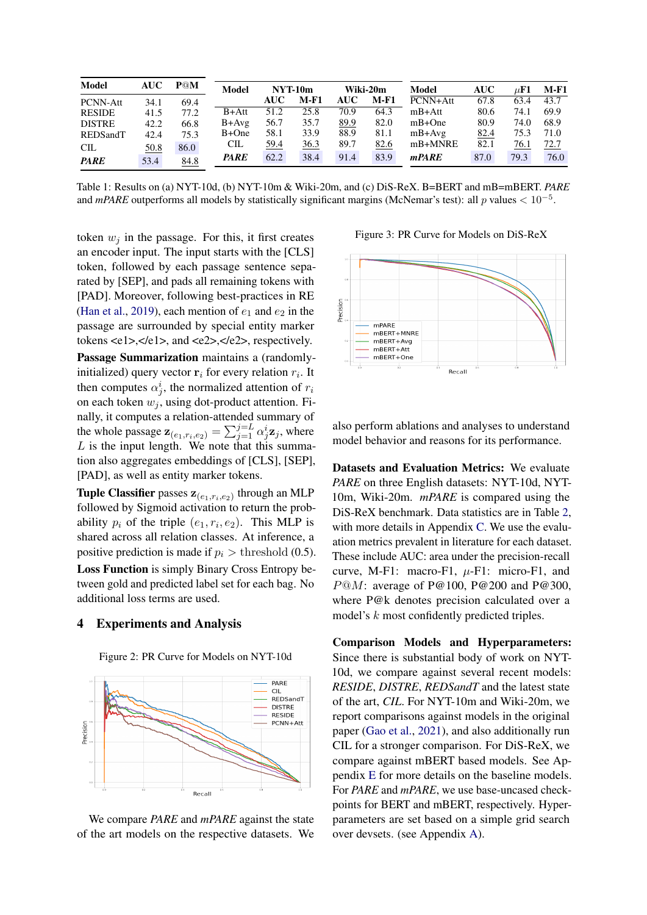| Model | AUC | P@M |
|---|---|---|
| PCNN-Att | 34.1 | 69.4 |
| RESIDE | 41.5 | 77.2 |
| DISTRE | 42.2 | 66.8 |
| REDSandT | 42.4 | 75.3 |
| CIL | 50.8 | 86.0 |
| ***PARE*** | 53.4 | 84.8 |

| Model | NYT-10m | | Wiki-20m | |
|---|---|---|---|---|
| | AUC | M-F1 | AUC | M-F1 |
| B+Att | 51.2 | 25.8 | 70.9 | 64.3 |
| B+Avg | 56.7 | 35.7 | 89.9 | 82.0 |
| B+One | 58.1 | 33.9 | 88.9 | 81.1 |
| CIL | 59.4 | 36.3 | 89.7 | 82.6 |
| ***PARE*** | 62.2 | 38.4 | 91.4 | 83.9 |

| Model | AUC | $\mu$F1 | M-F1 |
|---|---|---|---|
| PCNN+Att | 67.8 | 63.4 | 43.7 |
| mB+Att | 80.6 | 74.1 | 69.9 |
| mB+One | 80.9 | 74.0 | 68.9 |
| mB+Avg | 82.4 | 75.3 | 71.0 |
| mB+MNRE | 82.1 | 76.1 | 72.7 |
| ***mPARE*** | 87.0 | 79.3 | 76.0 |

Table 1: Results on (a) NYT-10d, (b) NYT-10m & Wiki-20m, and (c) DiS-ReX. B=BERT and mB=mBERT. *PARE* and *mPARE* outperforms all models by statistically significant margins (McNemar's test): all $p$ values $< 10^{-5}$.

token $w_j$ in the passage. For this, it first creates an encoder input. The input starts with the [CLS] token, followed by each passage sentence separated by [SEP], and pads all remaining tokens with [PAD]. Moreover, following best-practices in RE (Han et al., 2019), each mention of $e_1$ and $e_2$ in the passage are surrounded by special entity marker tokens <e1>,</e1>, and <e2>,</e2>, respectively.

**Passage Summarization** maintains a (randomly-initialized) query vector $\mathbf{r}_i$ for every relation $r_i$. It then computes $\alpha_j^i$, the normalized attention of $r_i$ on each token $w_j$, using dot-product attention. Finally, it computes a relation-attended summary of the whole passage $\mathbf{z}_{(e_1,r_i,e_2)} = \sum_{j=1}^{j=L} \alpha_j^i \mathbf{z}_j$, where $L$ is the input length. We note that this summation also aggregates embeddings of [CLS], [SEP], [PAD], as well as entity marker tokens.

**Tuple Classifier** passes $\mathbf{z}_{(e_1,r_i,e_2)}$ through an MLP followed by Sigmoid activation to return the probability $p_i$ of the triple $(e_1, r_i, e_2)$. This MLP is shared across all relation classes. At inference, a positive prediction is made if $p_i > \text{threshold } (0.5)$.

**Loss Function** is simply Binary Cross Entropy between gold and predicted label set for each bag. No additional loss terms are used.

## 4 Experiments and Analysis

Figure 2: PR Curve for Models on NYT-10d

We compare *PARE* and *mPARE* against the state of the art models on the respective datasets. We also perform ablations and analyses to understand model behavior and reasons for its performance.

Figure 3: PR Curve for Models on DiS-ReX

**Datasets and Evaluation Metrics:** We evaluate *PARE* on three English datasets: NYT-10d, NYT-10m, Wiki-20m. *mPARE* is compared using the DiS-ReX benchmark. Data statistics are in Table 2, with more details in Appendix C. We use the evaluation metrics prevalent in literature for each dataset. These include AUC: area under the precision-recall curve, M-F1: macro-F1, $\mu$-F1: micro-F1, and $P@M$: average of P@100, P@200 and P@300, where P@k denotes precision calculated over a model's $k$ most confidently predicted triples.

**Comparison Models and Hyperparameters:** Since there is substantial body of work on NYT-10d, we compare against several recent models: *RESIDE*, *DISTRE*, *REDSandT* and the latest state of the art, *CIL*. For NYT-10m and Wiki-20m, we report comparisons against models in the original paper (Gao et al., 2021), and also additionally run CIL for a stronger comparison. For DiS-ReX, we compare against mBERT based models. See Appendix E for more details on the baseline models. For *PARE* and *mPARE*, we use base-uncased checkpoints for BERT and mBERT, respectively. Hyperparameters are set based on a simple grid search over devsets. (see Appendix A).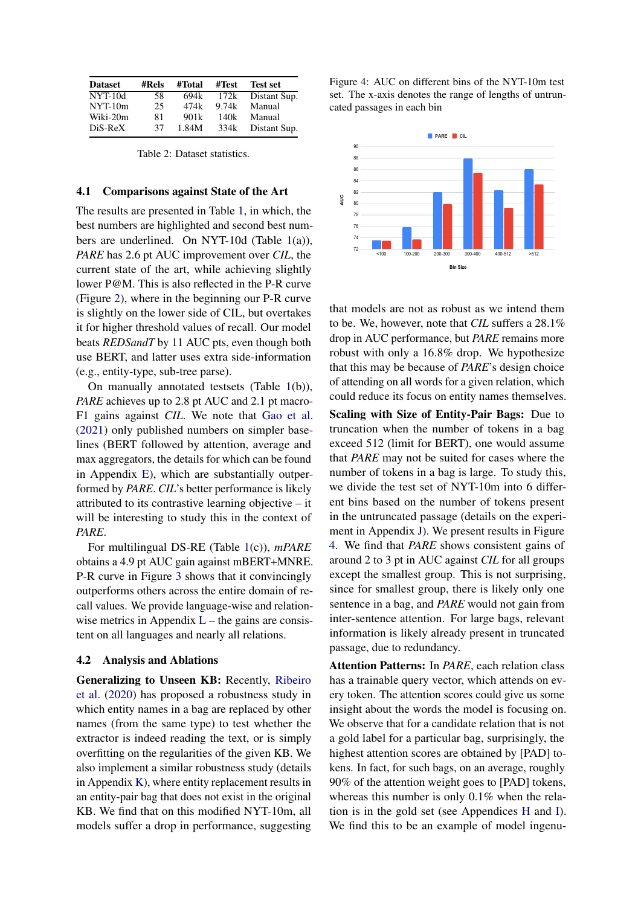| Dataset | #Rels | #Total | #Test | Test set |
|---|---|---|---|---|
| NYT-10d | 58 | 694k | 172k | Distant Sup. |
| NYT-10m | 25 | 474k | 9.74k | Manual |
| Wiki-20m | 81 | 901k | 140k | Manual |
| DiS-ReX | 37 | 1.84M | 334k | Distant Sup. |

Table 2: Dataset statistics.

### 4.1 Comparisons against State of the Art

The results are presented in Table 1, in which, the best numbers are highlighted and second best numbers are underlined. On NYT-10d (Table 1(a)), *PARE* has 2.6 pt AUC improvement over *CIL*, the current state of the art, while achieving slightly lower P@M. This is also reflected in the P-R curve (Figure 2), where in the beginning our P-R curve is slightly on the lower side of CIL, but overtakes it for higher threshold values of recall. Our model beats *REDSandT* by 11 AUC pts, even though both use BERT, and latter uses extra side-information (e.g., entity-type, sub-tree parse).

On manually annotated testsets (Table 1(b)), *PARE* achieves up to 2.8 pt AUC and 2.1 pt macro-F1 gains against *CIL*. We note that Gao et al. (2021) only published numbers on simpler baselines (BERT followed by attention, average and max aggregators, the details for which can be found in Appendix E), which are substantially outperformed by *PARE*. *CIL*'s better performance is likely attributed to its contrastive learning objective – it will be interesting to study this in the context of *PARE*.

For multilingual DS-RE (Table 1(c)), *mPARE* obtains a 4.9 pt AUC gain against mBERT+MNRE. P-R curve in Figure 3 shows that it convincingly outperforms others across the entire domain of recall values. We provide language-wise and relation-wise metrics in Appendix L – the gains are consistent on all languages and nearly all relations.

### 4.2 Analysis and Ablations

**Generalizing to Unseen KB:** Recently, Ribeiro et al. (2020) has proposed a robustness study in which entity names in a bag are replaced by other names (from the same type) to test whether the extractor is indeed reading the text, or is simply overfitting on the regularities of the given KB. We also implement a similar robustness study (details in Appendix K), where entity replacement results in an entity-pair bag that does not exist in the original KB. We find that on this modified NYT-10m, all models suffer a drop in performance, suggesting that models are not as robust as we intend them to be. We, however, note that *CIL* suffers a 28.1% drop in AUC performance, but *PARE* remains more robust with only a 16.8% drop. We hypothesize that this may be because of *PARE*'s design choice of attending on all words for a given relation, which could reduce its focus on entity names themselves.

Figure 4: AUC on different bins of the NYT-10m test set. The x-axis denotes the range of lengths of untruncated passages in each bin

**Scaling with Size of Entity-Pair Bags:** Due to truncation when the number of tokens in a bag exceed 512 (limit for BERT), one would assume that *PARE* may not be suited for cases where the number of tokens in a bag is large. To study this, we divide the test set of NYT-10m into 6 different bins based on the number of tokens present in the untruncated passage (details on the experiment in Appendix J). We present results in Figure 4. We find that *PARE* shows consistent gains of around 2 to 3 pt in AUC against *CIL* for all groups except the smallest group. This is not surprising, since for smallest group, there is likely only one sentence in a bag, and *PARE* would not gain from inter-sentence attention. For large bags, relevant information is likely already present in truncated passage, due to redundancy.

**Attention Patterns:** In *PARE*, each relation class has a trainable query vector, which attends on every token. The attention scores could give us some insight about the words the model is focusing on. We observe that for a candidate relation that is not a gold label for a particular bag, surprisingly, the highest attention scores are obtained by [PAD] tokens. In fact, for such bags, on an average, roughly 90% of the attention weight goes to [PAD] tokens, whereas this number is only 0.1% when the relation is in the gold set (see Appendices H and I). We find this to be an example of model ingenu-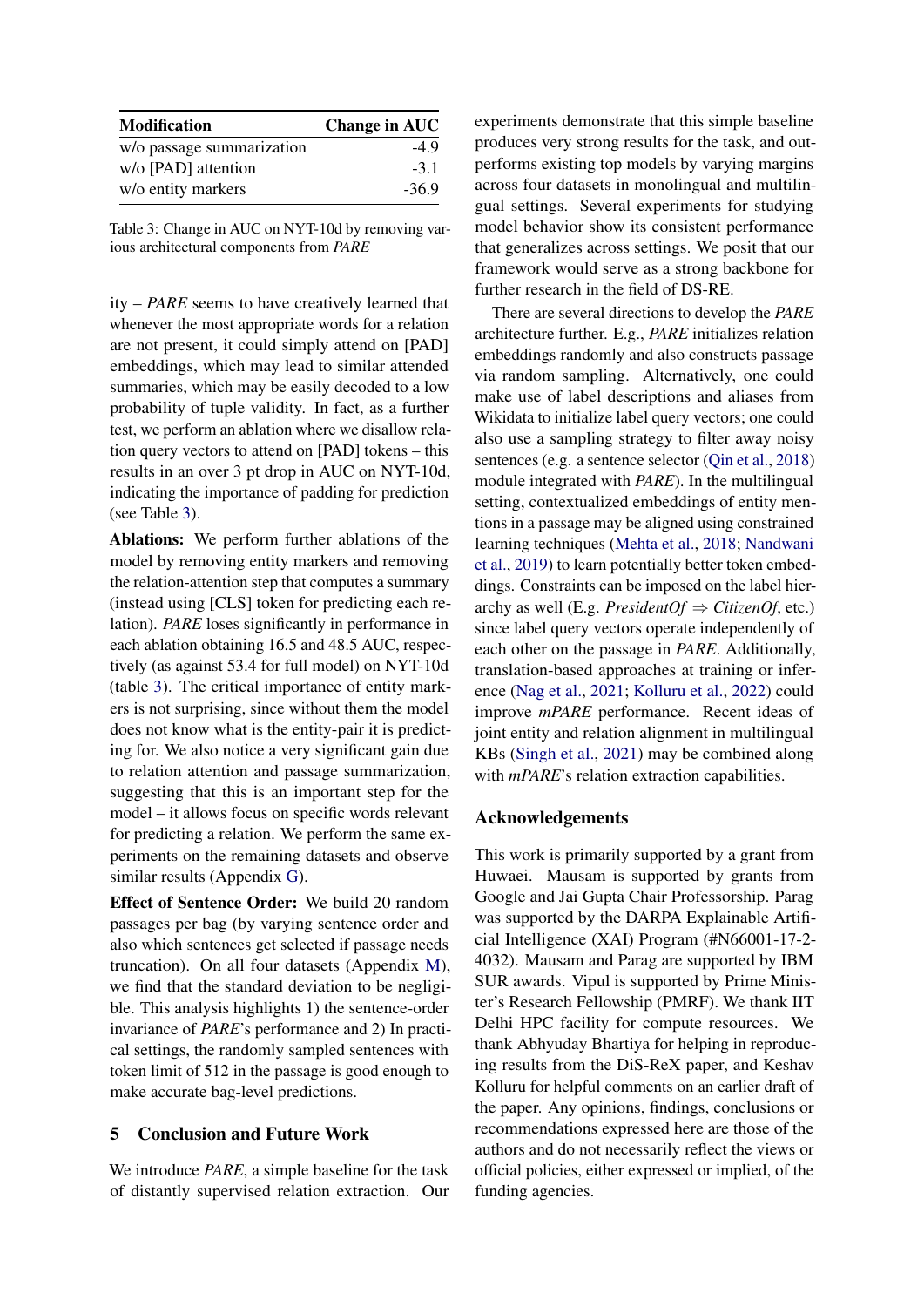| Modification | Change in AUC |
| --- | --- |
| w/o passage summarization | -4.9 |
| w/o [PAD] attention | -3.1 |
| w/o entity markers | -36.9 |

Table 3: Change in AUC on NYT-10d by removing various architectural components from *PARE*

ity – *PARE* seems to have creatively learned that whenever the most appropriate words for a relation are not present, it could simply attend on [PAD] embeddings, which may lead to similar attended summaries, which may be easily decoded to a low probability of tuple validity. In fact, as a further test, we perform an ablation where we disallow relation query vectors to attend on [PAD] tokens – this results in an over 3 pt drop in AUC on NYT-10d, indicating the importance of padding for prediction (see Table 3).

**Ablations:** We perform further ablations of the model by removing entity markers and removing the relation-attention step that computes a summary (instead using [CLS] token for predicting each relation). *PARE* loses significantly in performance in each ablation obtaining 16.5 and 48.5 AUC, respectively (as against 53.4 for full model) on NYT-10d (table 3). The critical importance of entity markers is not surprising, since without them the model does not know what is the entity-pair it is predicting for. We also notice a very significant gain due to relation attention and passage summarization, suggesting that this is an important step for the model – it allows focus on specific words relevant for predicting a relation. We perform the same experiments on the remaining datasets and observe similar results (Appendix G).

**Effect of Sentence Order:** We build 20 random passages per bag (by varying sentence order and also which sentences get selected if passage needs truncation). On all four datasets (Appendix M), we find that the standard deviation to be negligible. This analysis highlights 1) the sentence-order invariance of *PARE*'s performance and 2) In practical settings, the randomly sampled sentences with token limit of 512 in the passage is good enough to make accurate bag-level predictions.

## 5 Conclusion and Future Work

We introduce *PARE*, a simple baseline for the task of distantly supervised relation extraction. Our experiments demonstrate that this simple baseline produces very strong results for the task, and outperforms existing top models by varying margins across four datasets in monolingual and multilingual settings. Several experiments for studying model behavior show its consistent performance that generalizes across settings. We posit that our framework would serve as a strong backbone for further research in the field of DS-RE.

There are several directions to develop the *PARE* architecture further. E.g., *PARE* initializes relation embeddings randomly and also constructs passage via random sampling. Alternatively, one could make use of label descriptions and aliases from Wikidata to initialize label query vectors; one could also use a sampling strategy to filter away noisy sentences (e.g. a sentence selector (Qin et al., 2018) module integrated with *PARE*). In the multilingual setting, contextualized embeddings of entity mentions in a passage may be aligned using constrained learning techniques (Mehta et al., 2018; Nandwani et al., 2019) to learn potentially better token embeddings. Constraints can be imposed on the label hierarchy as well (E.g. *PresidentOf* $\Rightarrow$ *CitizenOf*, etc.) since label query vectors operate independently of each other on the passage in *PARE*. Additionally, translation-based approaches at training or inference (Nag et al., 2021; Kolluru et al., 2022) could improve *mPARE* performance. Recent ideas of joint entity and relation alignment in multilingual KBs (Singh et al., 2021) may be combined along with *mPARE*'s relation extraction capabilities.

## Acknowledgements

This work is primarily supported by a grant from Huwaei. Mausam is supported by grants from Google and Jai Gupta Chair Professorship. Parag was supported by the DARPA Explainable Artificial Intelligence (XAI) Program (#N66001-17-2-4032). Mausam and Parag are supported by IBM SUR awards. Vipul is supported by Prime Minister's Research Fellowship (PMRF). We thank IIT Delhi HPC facility for compute resources. We thank Abhyuday Bhartiya for helping in reproducing results from the DiS-ReX paper, and Keshav Kolluru for helpful comments on an earlier draft of the paper. Any opinions, findings, conclusions or recommendations expressed here are those of the authors and do not necessarily reflect the views or official policies, either expressed or implied, of the funding agencies.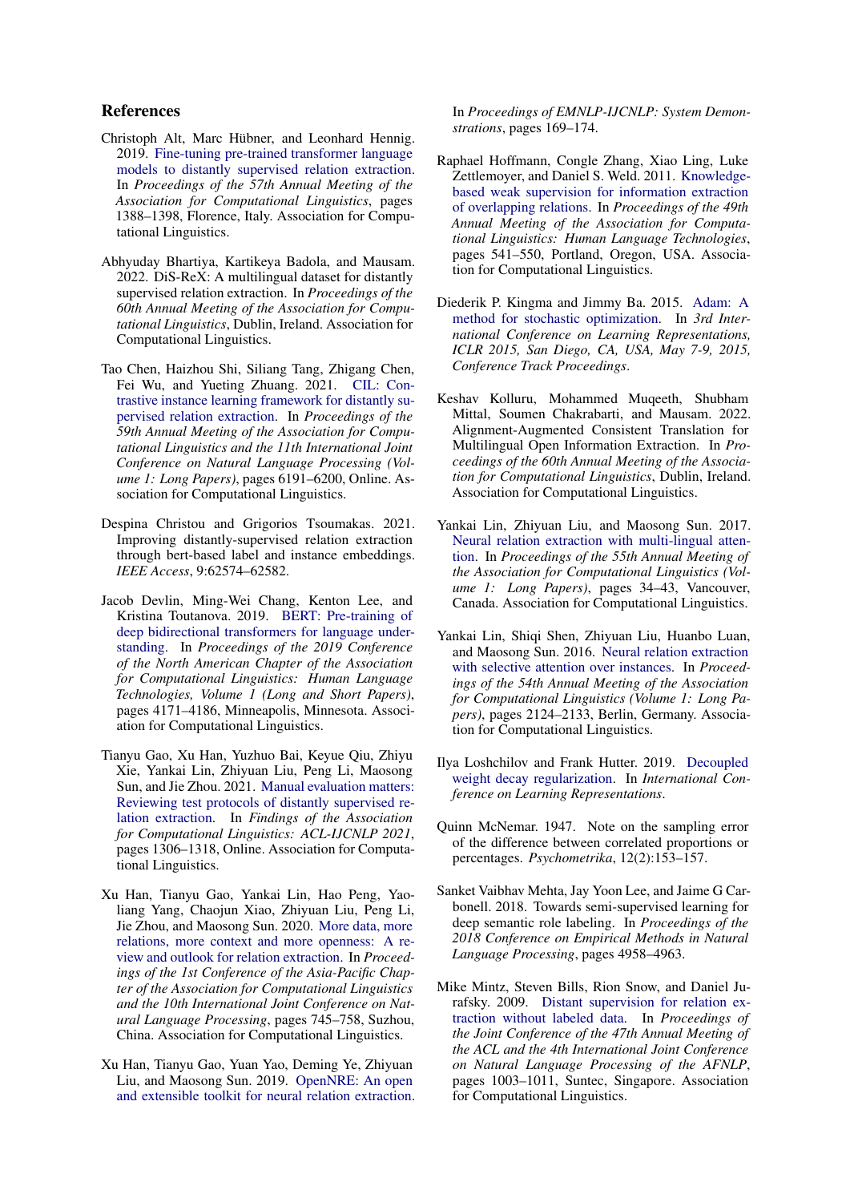## References

Christoph Alt, Marc Hübner, and Leonhard Hennig. 2019. Fine-tuning pre-trained transformer language models to distantly supervised relation extraction. In *Proceedings of the 57th Annual Meeting of the Association for Computational Linguistics*, pages 1388–1398, Florence, Italy. Association for Computational Linguistics.

Abhyuday Bhartiya, Kartikeya Badola, and Mausam. 2022. DiS-ReX: A multilingual dataset for distantly supervised relation extraction. In *Proceedings of the 60th Annual Meeting of the Association for Computational Linguistics*, Dublin, Ireland. Association for Computational Linguistics.

Tao Chen, Haizhou Shi, Siliang Tang, Zhigang Chen, Fei Wu, and Yueting Zhuang. 2021. CIL: Contrastive instance learning framework for distantly supervised relation extraction. In *Proceedings of the 59th Annual Meeting of the Association for Computational Linguistics and the 11th International Joint Conference on Natural Language Processing (Volume 1: Long Papers)*, pages 6191–6200, Online. Association for Computational Linguistics.

Despina Christou and Grigorios Tsoumakas. 2021. Improving distantly-supervised relation extraction through bert-based label and instance embeddings. *IEEE Access*, 9:62574–62582.

Jacob Devlin, Ming-Wei Chang, Kenton Lee, and Kristina Toutanova. 2019. BERT: Pre-training of deep bidirectional transformers for language understanding. In *Proceedings of the 2019 Conference of the North American Chapter of the Association for Computational Linguistics: Human Language Technologies, Volume 1 (Long and Short Papers)*, pages 4171–4186, Minneapolis, Minnesota. Association for Computational Linguistics.

Tianyu Gao, Xu Han, Yuzhuo Bai, Keyue Qiu, Zhiyu Xie, Yankai Lin, Zhiyuan Liu, Peng Li, Maosong Sun, and Jie Zhou. 2021. Manual evaluation matters: Reviewing test protocols of distantly supervised relation extraction. In *Findings of the Association for Computational Linguistics: ACL-IJCNLP 2021*, pages 1306–1318, Online. Association for Computational Linguistics.

Xu Han, Tianyu Gao, Yankai Lin, Hao Peng, Yaoliang Yang, Chaojun Xiao, Zhiyuan Liu, Peng Li, Jie Zhou, and Maosong Sun. 2020. More data, more relations, more context and more openness: A review and outlook for relation extraction. In *Proceedings of the 1st Conference of the Asia-Pacific Chapter of the Association for Computational Linguistics and the 10th International Joint Conference on Natural Language Processing*, pages 745–758, Suzhou, China. Association for Computational Linguistics.

Xu Han, Tianyu Gao, Yuan Yao, Deming Ye, Zhiyuan Liu, and Maosong Sun. 2019. OpenNRE: An open and extensible toolkit for neural relation extraction. In *Proceedings of EMNLP-IJCNLP: System Demonstrations*, pages 169–174.

Raphael Hoffmann, Congle Zhang, Xiao Ling, Luke Zettlemoyer, and Daniel S. Weld. 2011. Knowledge-based weak supervision for information extraction of overlapping relations. In *Proceedings of the 49th Annual Meeting of the Association for Computational Linguistics: Human Language Technologies*, pages 541–550, Portland, Oregon, USA. Association for Computational Linguistics.

Diederik P. Kingma and Jimmy Ba. 2015. Adam: A method for stochastic optimization. In *3rd International Conference on Learning Representations, ICLR 2015, San Diego, CA, USA, May 7-9, 2015, Conference Track Proceedings*.

Keshav Kolluru, Mohammed Muqeeth, Shubham Mittal, Soumen Chakrabarti, and Mausam. 2022. Alignment-Augmented Consistent Translation for Multilingual Open Information Extraction. In *Proceedings of the 60th Annual Meeting of the Association for Computational Linguistics*, Dublin, Ireland. Association for Computational Linguistics.

Yankai Lin, Zhiyuan Liu, and Maosong Sun. 2017. Neural relation extraction with multi-lingual attention. In *Proceedings of the 55th Annual Meeting of the Association for Computational Linguistics (Volume 1: Long Papers)*, pages 34–43, Vancouver, Canada. Association for Computational Linguistics.

Yankai Lin, Shiqi Shen, Zhiyuan Liu, Huanbo Luan, and Maosong Sun. 2016. Neural relation extraction with selective attention over instances. In *Proceedings of the 54th Annual Meeting of the Association for Computational Linguistics (Volume 1: Long Papers)*, pages 2124–2133, Berlin, Germany. Association for Computational Linguistics.

Ilya Loshchilov and Frank Hutter. 2019. Decoupled weight decay regularization. In *International Conference on Learning Representations*.

Quinn McNemar. 1947. Note on the sampling error of the difference between correlated proportions or percentages. *Psychometrika*, 12(2):153–157.

Sanket Vaibhav Mehta, Jay Yoon Lee, and Jaime G Carbonell. 2018. Towards semi-supervised learning for deep semantic role labeling. In *Proceedings of the 2018 Conference on Empirical Methods in Natural Language Processing*, pages 4958–4963.

Mike Mintz, Steven Bills, Rion Snow, and Daniel Jurafsky. 2009. Distant supervision for relation extraction without labeled data. In *Proceedings of the Joint Conference of the 47th Annual Meeting of the ACL and the 4th International Joint Conference on Natural Language Processing of the AFNLP*, pages 1003–1011, Suntec, Singapore. Association for Computational Linguistics.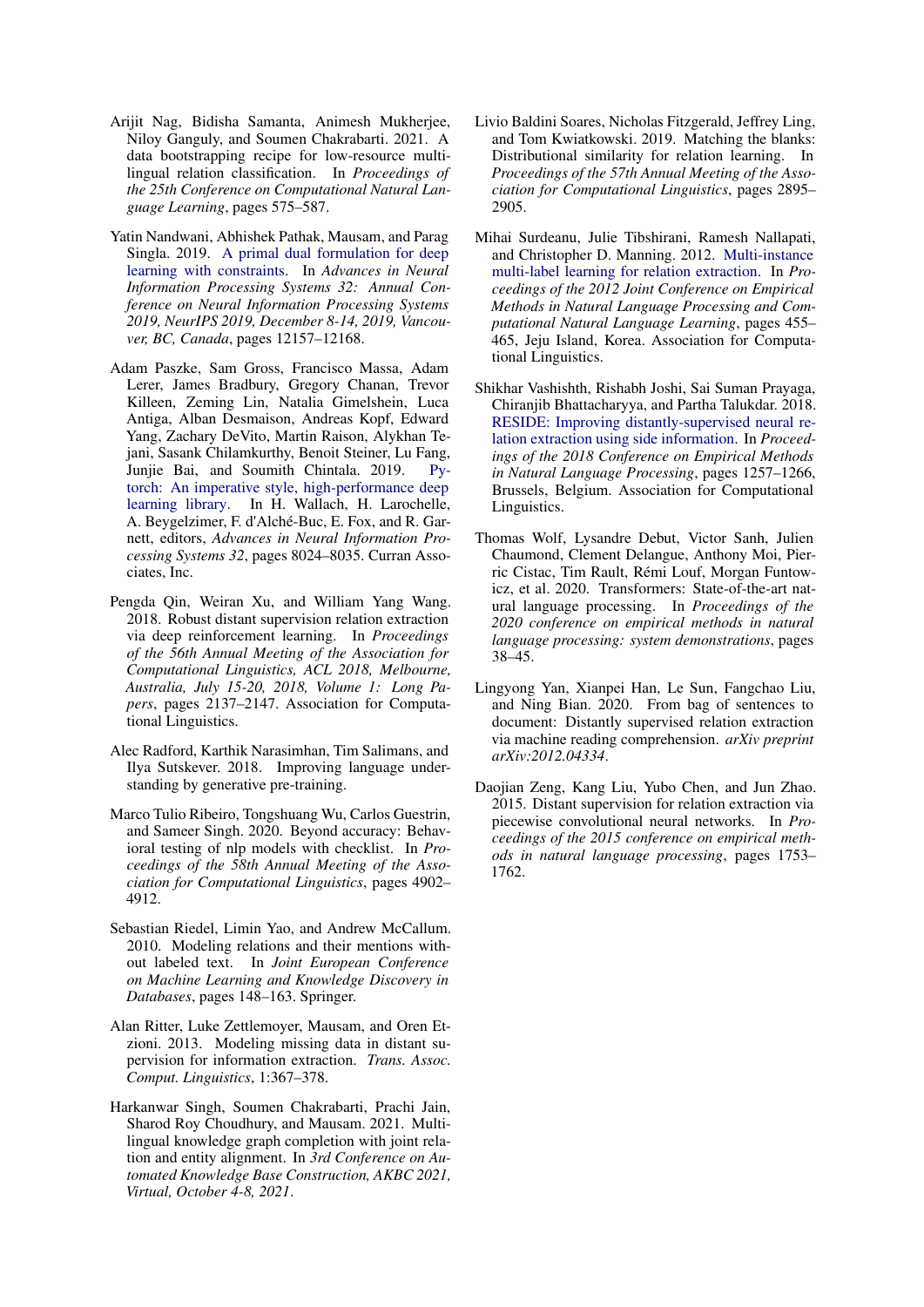Arijit Nag, Bidisha Samanta, Animesh Mukherjee, Niloy Ganguly, and Soumen Chakrabarti. 2021. A data bootstrapping recipe for low-resource multilingual relation classification. In *Proceedings of the 25th Conference on Computational Natural Language Learning*, pages 575–587.

Yatin Nandwani, Abhishek Pathak, Mausam, and Parag Singla. 2019. A primal dual formulation for deep learning with constraints. In *Advances in Neural Information Processing Systems 32: Annual Conference on Neural Information Processing Systems 2019, NeurIPS 2019, December 8-14, 2019, Vancouver, BC, Canada*, pages 12157–12168.

Adam Paszke, Sam Gross, Francisco Massa, Adam Lerer, James Bradbury, Gregory Chanan, Trevor Killeen, Zeming Lin, Natalia Gimelshein, Luca Antiga, Alban Desmaison, Andreas Kopf, Edward Yang, Zachary DeVito, Martin Raison, Alykhan Tejani, Sasank Chilamkurthy, Benoit Steiner, Lu Fang, Junjie Bai, and Soumith Chintala. 2019. Pytorch: An imperative style, high-performance deep learning library. In H. Wallach, H. Larochelle, A. Beygelzimer, F. d'Alché-Buc, E. Fox, and R. Garnett, editors, *Advances in Neural Information Processing Systems 32*, pages 8024–8035. Curran Associates, Inc.

Pengda Qin, Weiran Xu, and William Yang Wang. 2018. Robust distant supervision relation extraction via deep reinforcement learning. In *Proceedings of the 56th Annual Meeting of the Association for Computational Linguistics, ACL 2018, Melbourne, Australia, July 15-20, 2018, Volume 1: Long Papers*, pages 2137–2147. Association for Computational Linguistics.

Alec Radford, Karthik Narasimhan, Tim Salimans, and Ilya Sutskever. 2018. Improving language understanding by generative pre-training.

Marco Tulio Ribeiro, Tongshuang Wu, Carlos Guestrin, and Sameer Singh. 2020. Beyond accuracy: Behavioral testing of nlp models with checklist. In *Proceedings of the 58th Annual Meeting of the Association for Computational Linguistics*, pages 4902–4912.

Sebastian Riedel, Limin Yao, and Andrew McCallum. 2010. Modeling relations and their mentions without labeled text. In *Joint European Conference on Machine Learning and Knowledge Discovery in Databases*, pages 148–163. Springer.

Alan Ritter, Luke Zettlemoyer, Mausam, and Oren Etzioni. 2013. Modeling missing data in distant supervision for information extraction. *Trans. Assoc. Comput. Linguistics*, 1:367–378.

Harkanwar Singh, Soumen Chakrabarti, Prachi Jain, Sharod Roy Choudhury, and Mausam. 2021. Multilingual knowledge graph completion with joint relation and entity alignment. In *3rd Conference on Automated Knowledge Base Construction, AKBC 2021, Virtual, October 4-8, 2021*.

Livio Baldini Soares, Nicholas Fitzgerald, Jeffrey Ling, and Tom Kwiatkowski. 2019. Matching the blanks: Distributional similarity for relation learning. In *Proceedings of the 57th Annual Meeting of the Association for Computational Linguistics*, pages 2895–2905.

Mihai Surdeanu, Julie Tibshirani, Ramesh Nallapati, and Christopher D. Manning. 2012. Multi-instance multi-label learning for relation extraction. In *Proceedings of the 2012 Joint Conference on Empirical Methods in Natural Language Processing and Computational Natural Language Learning*, pages 455–465, Jeju Island, Korea. Association for Computational Linguistics.

Shikhar Vashishth, Rishabh Joshi, Sai Suman Prayaga, Chiranjib Bhattacharyya, and Partha Talukdar. 2018. RESIDE: Improving distantly-supervised neural relation extraction using side information. In *Proceedings of the 2018 Conference on Empirical Methods in Natural Language Processing*, pages 1257–1266, Brussels, Belgium. Association for Computational Linguistics.

Thomas Wolf, Lysandre Debut, Victor Sanh, Julien Chaumond, Clement Delangue, Anthony Moi, Pierric Cistac, Tim Rault, Rémi Louf, Morgan Funtowicz, et al. 2020. Transformers: State-of-the-art natural language processing. In *Proceedings of the 2020 conference on empirical methods in natural language processing: system demonstrations*, pages 38–45.

Lingyong Yan, Xianpei Han, Le Sun, Fangchao Liu, and Ning Bian. 2020. From bag of sentences to document: Distantly supervised relation extraction via machine reading comprehension. *arXiv preprint arXiv:2012.04334*.

Daojian Zeng, Kang Liu, Yubo Chen, and Jun Zhao. 2015. Distant supervision for relation extraction via piecewise convolutional neural networks. In *Proceedings of the 2015 conference on empirical methods in natural language processing*, pages 1753–1762.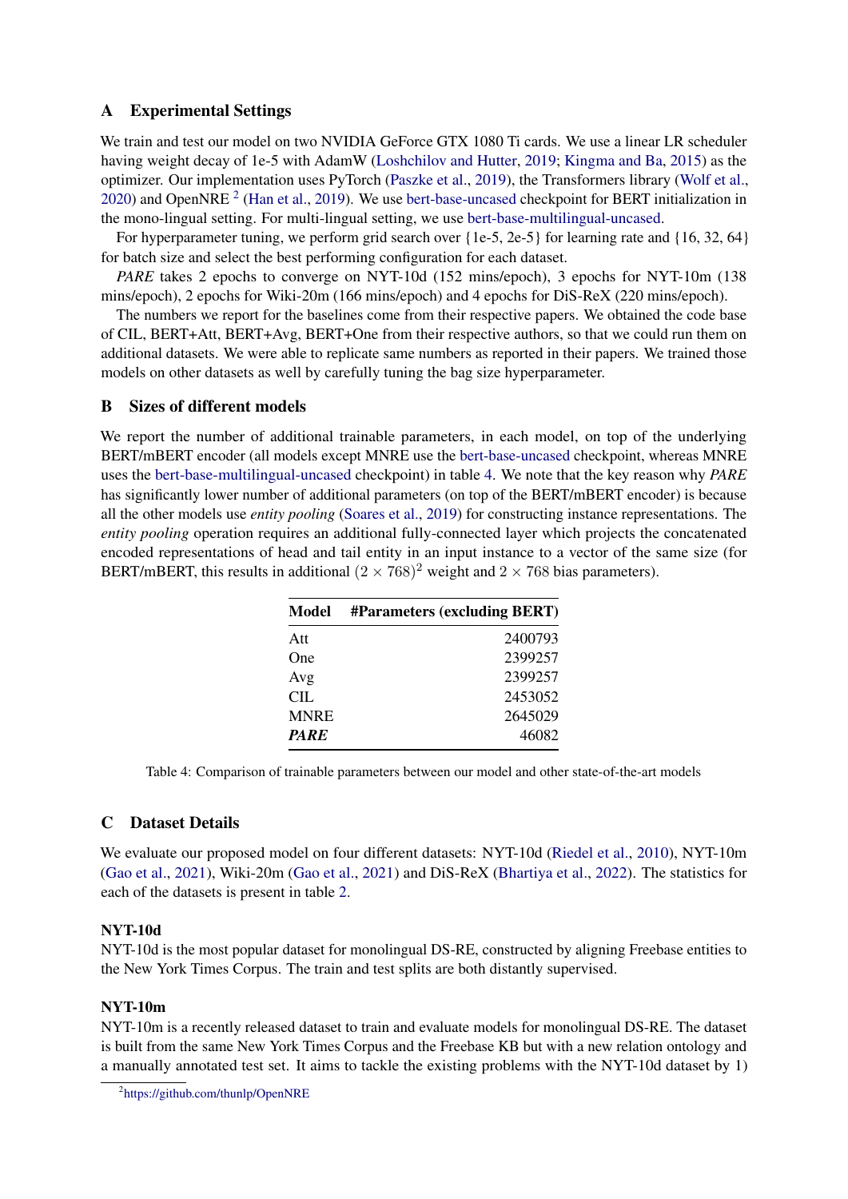## A Experimental Settings

We train and test our model on two NVIDIA GeForce GTX 1080 Ti cards. We use a linear LR scheduler having weight decay of 1e-5 with AdamW (Loshchilov and Hutter, 2019; Kingma and Ba, 2015) as the optimizer. Our implementation uses PyTorch (Paszke et al., 2019), the Transformers library (Wolf et al., 2020) and OpenNRE [2] (Han et al., 2019). We use bert-base-uncased checkpoint for BERT initialization in the mono-lingual setting. For multi-lingual setting, we use bert-base-multilingual-uncased.

For hyperparameter tuning, we perform grid search over {1e-5, 2e-5} for learning rate and {16, 32, 64} for batch size and select the best performing configuration for each dataset.

*PARE* takes 2 epochs to converge on NYT-10d (152 mins/epoch), 3 epochs for NYT-10m (138 mins/epoch), 2 epochs for Wiki-20m (166 mins/epoch) and 4 epochs for DiS-ReX (220 mins/epoch).

The numbers we report for the baselines come from their respective papers. We obtained the code base of CIL, BERT+Att, BERT+Avg, BERT+One from their respective authors, so that we could run them on additional datasets. We were able to replicate same numbers as reported in their papers. We trained those models on other datasets as well by carefully tuning the bag size hyperparameter.

## B Sizes of different models

We report the number of additional trainable parameters, in each model, on top of the underlying BERT/mBERT encoder (all models except MNRE use the bert-base-uncased checkpoint, whereas MNRE uses the bert-base-multilingual-uncased checkpoint) in table 4. We note that the key reason why *PARE* has significantly lower number of additional parameters (on top of the BERT/mBERT encoder) is because all the other models use *entity pooling* (Soares et al., 2019) for constructing instance representations. The *entity pooling* operation requires an additional fully-connected layer which projects the concatenated encoded representations of head and tail entity in an input instance to a vector of the same size (for BERT/mBERT, this results in additional $(2 \times 768)^2$ weight and $2 \times 768$ bias parameters).

| Model | #Parameters (excluding BERT) |
|---|---|
| Att | 2400793 |
| One | 2399257 |
| Avg | 2399257 |
| CIL | 2453052 |
| MNRE | 2645029 |
| ***PARE*** | 46082 |

Table 4: Comparison of trainable parameters between our model and other state-of-the-art models

## C Dataset Details

We evaluate our proposed model on four different datasets: NYT-10d (Riedel et al., 2010), NYT-10m (Gao et al., 2021), Wiki-20m (Gao et al., 2021) and DiS-ReX (Bhartiya et al., 2022). The statistics for each of the datasets is present in table 2.

### NYT-10d

NYT-10d is the most popular dataset for monolingual DS-RE, constructed by aligning Freebase entities to the New York Times Corpus. The train and test splits are both distantly supervised.

### NYT-10m

NYT-10m is a recently released dataset to train and evaluate models for monolingual DS-RE. The dataset is built from the same New York Times Corpus and the Freebase KB but with a new relation ontology and a manually annotated test set. It aims to tackle the existing problems with the NYT-10d dataset by 1)

[2] https://github.com/thunlp/OpenNRE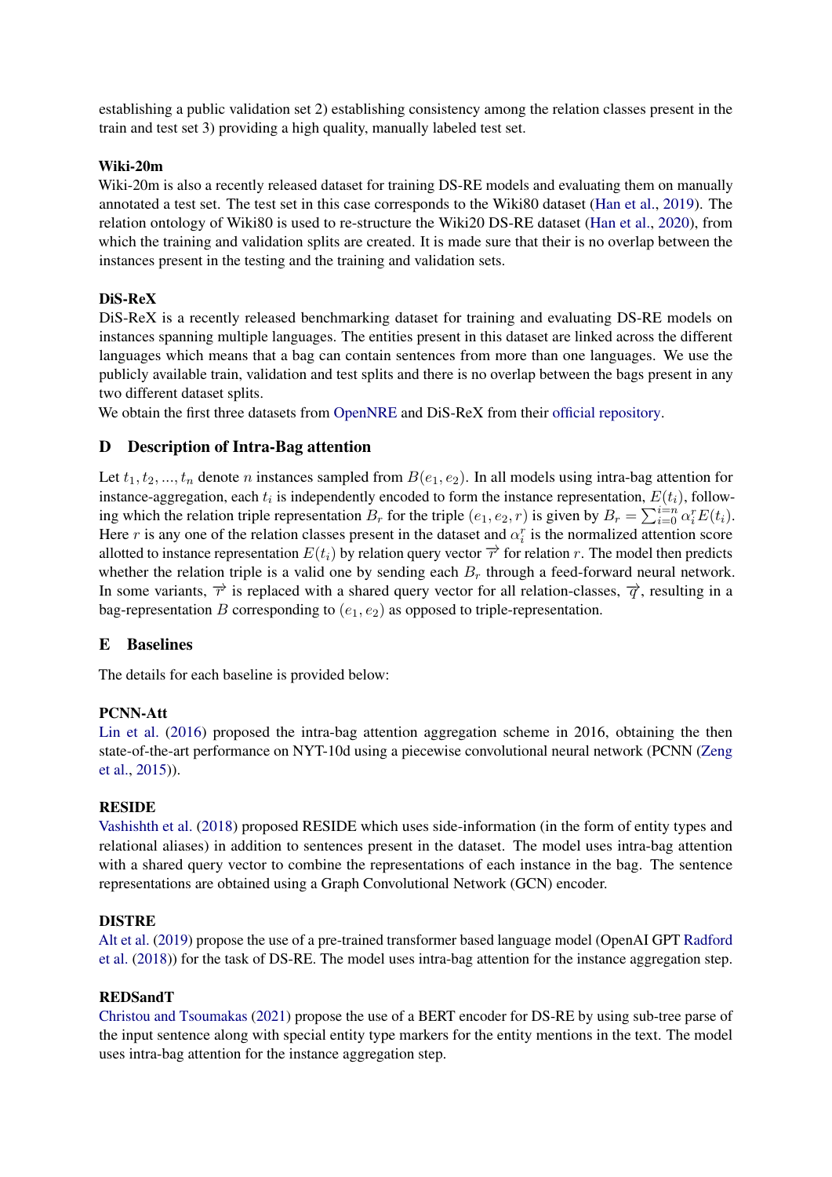establishing a public validation set 2) establishing consistency among the relation classes present in the train and test set 3) providing a high quality, manually labeled test set.

**Wiki-20m**

Wiki-20m is also a recently released dataset for training DS-RE models and evaluating them on manually annotated a test set. The test set in this case corresponds to the Wiki80 dataset (Han et al., 2019). The relation ontology of Wiki80 is used to re-structure the Wiki20 DS-RE dataset (Han et al., 2020), from which the training and validation splits are created. It is made sure that their is no overlap between the instances present in the testing and the training and validation sets.

**DiS-ReX**

DiS-ReX is a recently released benchmarking dataset for training and evaluating DS-RE models on instances spanning multiple languages. The entities present in this dataset are linked across the different languages which means that a bag can contain sentences from more than one languages. We use the publicly available train, validation and test splits and there is no overlap between the bags present in any two different dataset splits.

We obtain the first three datasets from OpenNRE and DiS-ReX from their official repository.

## D Description of Intra-Bag attention

Let $t_1, t_2, ..., t_n$ denote $n$ instances sampled from $B(e_1, e_2)$. In all models using intra-bag attention for instance-aggregation, each $t_i$ is independently encoded to form the instance representation, $E(t_i)$, following which the relation triple representation $B_r$ for the triple $(e_1, e_2, r)$ is given by $B_r = \sum_{i=0}^{i=n} \alpha_i^r E(t_i)$. Here $r$ is any one of the relation classes present in the dataset and $\alpha_i^r$ is the normalized attention score allotted to instance representation $E(t_i)$ by relation query vector $\overrightarrow{r}$ for relation $r$. The model then predicts whether the relation triple is a valid one by sending each $B_r$ through a feed-forward neural network. In some variants, $\overrightarrow{r}$ is replaced with a shared query vector for all relation-classes, $\overrightarrow{q}$, resulting in a bag-representation $B$ corresponding to $(e_1, e_2)$ as opposed to triple-representation.

## E Baselines

The details for each baseline is provided below:

**PCNN-Att**

Lin et al. (2016) proposed the intra-bag attention aggregation scheme in 2016, obtaining the then state-of-the-art performance on NYT-10d using a piecewise convolutional neural network (PCNN (Zeng et al., 2015)).

**RESIDE**

Vashishth et al. (2018) proposed RESIDE which uses side-information (in the form of entity types and relational aliases) in addition to sentences present in the dataset. The model uses intra-bag attention with a shared query vector to combine the representations of each instance in the bag. The sentence representations are obtained using a Graph Convolutional Network (GCN) encoder.

**DISTRE**

Alt et al. (2019) propose the use of a pre-trained transformer based language model (OpenAI GPT Radford et al. (2018)) for the task of DS-RE. The model uses intra-bag attention for the instance aggregation step.

**REDSandT**

Christou and Tsoumakas (2021) propose the use of a BERT encoder for DS-RE by using sub-tree parse of the input sentence along with special entity type markers for the entity mentions in the text. The model uses intra-bag attention for the instance aggregation step.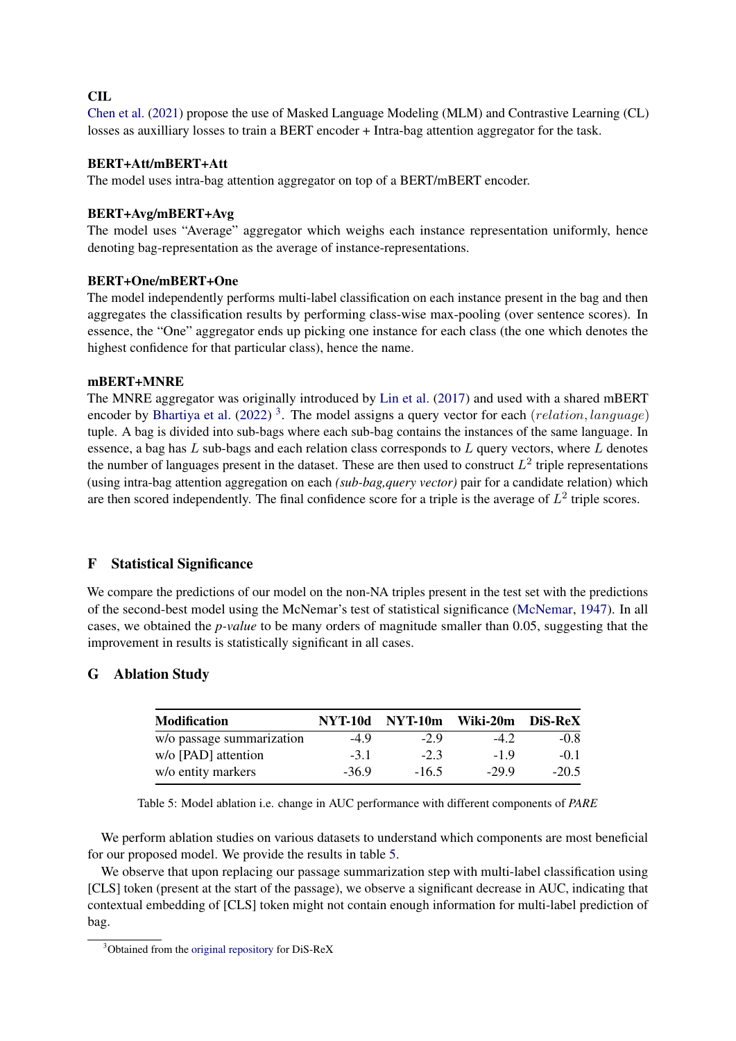**CIL**
Chen et al. (2021) propose the use of Masked Language Modeling (MLM) and Contrastive Learning (CL) losses as auxilliary losses to train a BERT encoder + Intra-bag attention aggregator for the task.

**BERT+Att/mBERT+Att**
The model uses intra-bag attention aggregator on top of a BERT/mBERT encoder.

**BERT+Avg/mBERT+Avg**
The model uses "Average" aggregator which weighs each instance representation uniformly, hence denoting bag-representation as the average of instance-representations.

**BERT+One/mBERT+One**
The model independently performs multi-label classification on each instance present in the bag and then aggregates the classification results by performing class-wise max-pooling (over sentence scores). In essence, the "One" aggregator ends up picking one instance for each class (the one which denotes the highest confidence for that particular class), hence the name.

**mBERT+MNRE**
The MNRE aggregator was originally introduced by Lin et al. (2017) and used with a shared mBERT encoder by Bhartiya et al. (2022) [3]. The model assigns a query vector for each $(relation, language)$ tuple. A bag is divided into sub-bags where each sub-bag contains the instances of the same language. In essence, a bag has $L$ sub-bags and each relation class corresponds to $L$ query vectors, where $L$ denotes the number of languages present in the dataset. These are then used to construct $L^2$ triple representations (using intra-bag attention aggregation on each *(sub-bag,query vector)* pair for a candidate relation) which are then scored independently. The final confidence score for a triple is the average of $L^2$ triple scores.

## F Statistical Significance

We compare the predictions of our model on the non-NA triples present in the test set with the predictions of the second-best model using the McNemar's test of statistical significance (McNemar, 1947). In all cases, we obtained the *p-value* to be many orders of magnitude smaller than 0.05, suggesting that the improvement in results is statistically significant in all cases.

## G Ablation Study

| Modification | NYT-10d | NYT-10m | Wiki-20m | DiS-ReX |
|---|---|---|---|---|
| w/o passage summarization | -4.9 | -2.9 | -4.2 | -0.8 |
| w/o [PAD] attention | -3.1 | -2.3 | -1.9 | -0.1 |
| w/o entity markers | -36.9 | -16.5 | -29.9 | -20.5 |

Table 5: Model ablation i.e. change in AUC performance with different components of *PARE*

We perform ablation studies on various datasets to understand which components are most beneficial for our proposed model. We provide the results in table 5.

We observe that upon replacing our passage summarization step with multi-label classification using [CLS] token (present at the start of the passage), we observe a significant decrease in AUC, indicating that contextual embedding of [CLS] token might not contain enough information for multi-label prediction of bag.

[3] Obtained from the original repository for DiS-ReX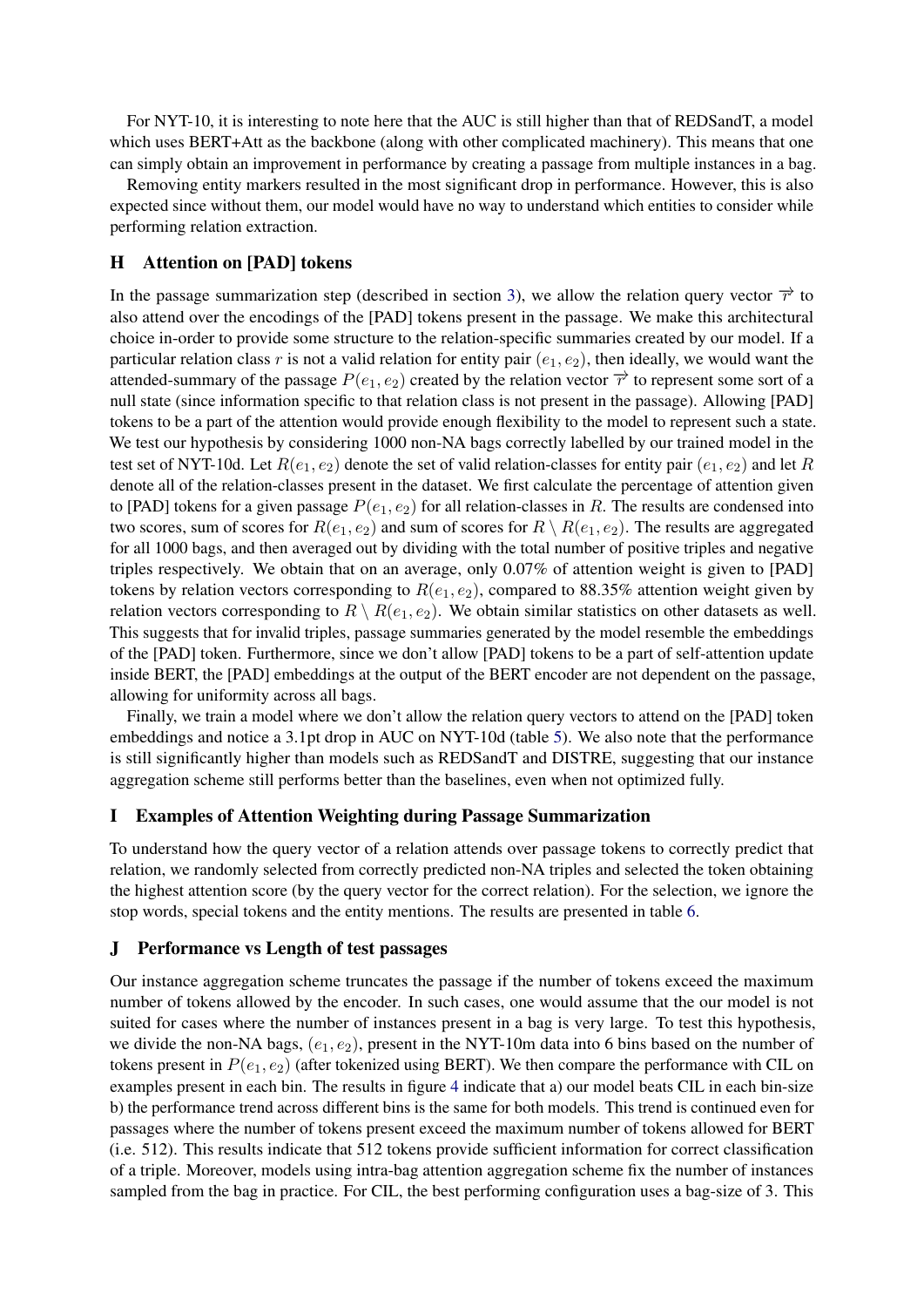For NYT-10, it is interesting to note here that the AUC is still higher than that of REDSandT, a model which uses BERT+Att as the backbone (along with other complicated machinery). This means that one can simply obtain an improvement in performance by creating a passage from multiple instances in a bag.

Removing entity markers resulted in the most significant drop in performance. However, this is also expected since without them, our model would have no way to understand which entities to consider while performing relation extraction.

## H Attention on [PAD] tokens

In the passage summarization step (described in section 3), we allow the relation query vector $\overrightarrow{r}$ to also attend over the encodings of the [PAD] tokens present in the passage. We make this architectural choice in-order to provide some structure to the relation-specific summaries created by our model. If a particular relation class $r$ is not a valid relation for entity pair $(e_1, e_2)$, then ideally, we would want the attended-summary of the passage $P(e_1, e_2)$ created by the relation vector $\overrightarrow{r}$ to represent some sort of a null state (since information specific to that relation class is not present in the passage). Allowing [PAD] tokens to be a part of the attention would provide enough flexibility to the model to represent such a state. We test our hypothesis by considering 1000 non-NA bags correctly labelled by our trained model in the test set of NYT-10d. Let $R(e_1, e_2)$ denote the set of valid relation-classes for entity pair $(e_1, e_2)$ and let $R$ denote all of the relation-classes present in the dataset. We first calculate the percentage of attention given to [PAD] tokens for a given passage $P(e_1, e_2)$ for all relation-classes in $R$. The results are condensed into two scores, sum of scores for $R(e_1, e_2)$ and sum of scores for $R \setminus R(e_1, e_2)$. The results are aggregated for all 1000 bags, and then averaged out by dividing with the total number of positive triples and negative triples respectively. We obtain that on an average, only 0.07% of attention weight is given to [PAD] tokens by relation vectors corresponding to $R(e_1, e_2)$, compared to 88.35% attention weight given by relation vectors corresponding to $R \setminus R(e_1, e_2)$. We obtain similar statistics on other datasets as well. This suggests that for invalid triples, passage summaries generated by the model resemble the embeddings of the [PAD] token. Furthermore, since we don't allow [PAD] tokens to be a part of self-attention update inside BERT, the [PAD] embeddings at the output of the BERT encoder are not dependent on the passage, allowing for uniformity across all bags.

Finally, we train a model where we don't allow the relation query vectors to attend on the [PAD] token embeddings and notice a 3.1pt drop in AUC on NYT-10d (table 5). We also note that the performance is still significantly higher than models such as REDSandT and DISTRE, suggesting that our instance aggregation scheme still performs better than the baselines, even when not optimized fully.

## I Examples of Attention Weighting during Passage Summarization

To understand how the query vector of a relation attends over passage tokens to correctly predict that relation, we randomly selected from correctly predicted non-NA triples and selected the token obtaining the highest attention score (by the query vector for the correct relation). For the selection, we ignore the stop words, special tokens and the entity mentions. The results are presented in table 6.

## J Performance vs Length of test passages

Our instance aggregation scheme truncates the passage if the number of tokens exceed the maximum number of tokens allowed by the encoder. In such cases, one would assume that the our model is not suited for cases where the number of instances present in a bag is very large. To test this hypothesis, we divide the non-NA bags, $(e_1, e_2)$, present in the NYT-10m data into 6 bins based on the number of tokens present in $P(e_1, e_2)$ (after tokenized using BERT). We then compare the performance with CIL on examples present in each bin. The results in figure 4 indicate that a) our model beats CIL in each bin-size b) the performance trend across different bins is the same for both models. This trend is continued even for passages where the number of tokens present exceed the maximum number of tokens allowed for BERT (i.e. 512). This results indicate that 512 tokens provide sufficient information for correct classification of a triple. Moreover, models using intra-bag attention aggregation scheme fix the number of instances sampled from the bag in practice. For CIL, the best performing configuration uses a bag-size of 3. This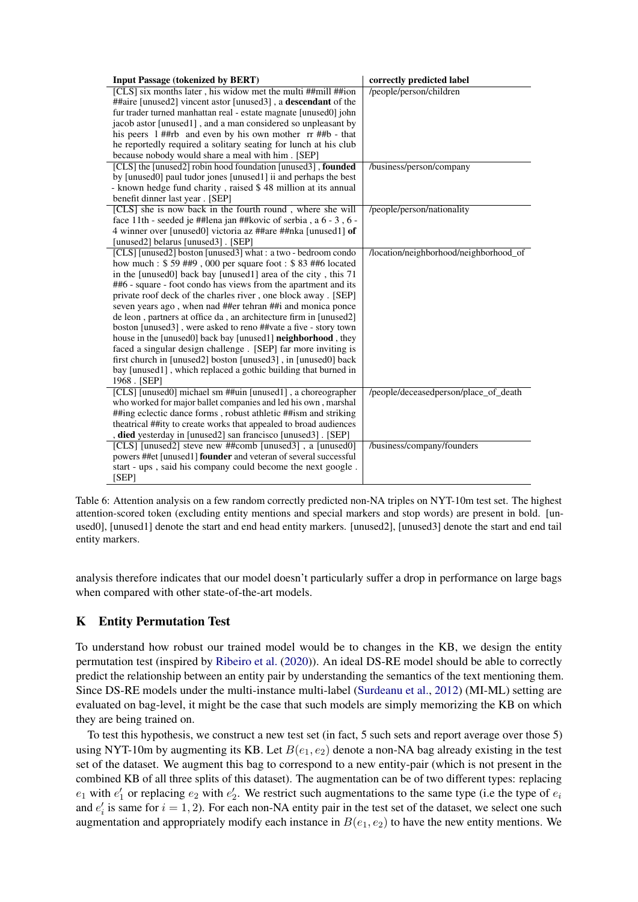| Input Passage (tokenized by BERT) | correctly predicted label |
|---|---|
| [CLS] six months later , his widow met the multi ##mill ##ion ##aire [unused2] vincent astor [unused3] , a **descendant** of the fur trader turned manhattan real - estate magnate [unused0] john jacob astor [unused1] , and a man considered so unpleasant by his peers  l ##rb  and even by his own mother  rr ##b - that he reportedly required a solitary seating for lunch at his club because nobody would share a meal with him . [SEP] | /people/person/children |
| [CLS] the [unused2] robin hood foundation [unused3] , **founded** by [unused0] paul tudor jones [unused1] ii and perhaps the best - known hedge fund charity , raised $ 48 million at its annual benefit dinner last year . [SEP] | /business/person/company |
| [CLS] she is now back in the fourth round , where she will face 11th - seeded je ##lena jan ##kovic of serbia , a 6 - 3 , 6 - 4 winner over [unused0] victoria az ##are ##nka [unused1] **of** [unused2] belarus [unused3] . [SEP] | /people/person/nationality |
| [CLS] [unused2] boston [unused3] what : a two - bedroom condo how much : $ 59 ##9 , 000 per square foot : $ 83 ##6 located in the [unused0] back bay [unused1] area of the city , this 71 ##6 - square - foot condo has views from the apartment and its private roof deck of the charles river , one block away . [SEP] seven years ago , when nad ##er tehran ##i and monica ponce de leon , partners at office da , an architecture firm in [unused2] boston [unused3] , were asked to reno ##vate a five - story town house in the [unused0] back bay [unused1] **neighborhood** , they faced a singular design challenge . [SEP] far more inviting is first church in [unused2] boston [unused3] , in [unused0] back bay [unused1] , which replaced a gothic building that burned in 1968 . [SEP] | /location/neighborhood/neighborhood_of |
| [CLS] [unused0] michael sm ##uin [unused1] , a choreographer who worked for major ballet companies and led his own , marshal ##ing eclectic dance forms , robust athletic ##ism and striking theatrical ##ity to create works that appealed to broad audiences , **died** yesterday in [unused2] san francisco [unused3] . [SEP] | /people/deceasedperson/place_of_death |
| [CLS] [unused2] steve new ##comb [unused3] , a [unused0] powers ##et [unused1] **founder** and veteran of several successful start - ups , said his company could become the next google . [SEP] | /business/company/founders |

Table 6: Attention analysis on a few random correctly predicted non-NA triples on NYT-10m test set. The highest attention-scored token (excluding entity mentions and special markers and stop words) are present in bold. [unused0], [unused1] denote the start and end head entity markers. [unused2], [unused3] denote the start and end tail entity markers.

analysis therefore indicates that our model doesn't particularly suffer a drop in performance on large bags when compared with other state-of-the-art models.

## K Entity Permutation Test

To understand how robust our trained model would be to changes in the KB, we design the entity permutation test (inspired by Ribeiro et al. (2020)). An ideal DS-RE model should be able to correctly predict the relationship between an entity pair by understanding the semantics of the text mentioning them. Since DS-RE models under the multi-instance multi-label (Surdeanu et al., 2012) (MI-ML) setting are evaluated on bag-level, it might be the case that such models are simply memorizing the KB on which they are being trained on.

To test this hypothesis, we construct a new test set (in fact, 5 such sets and report average over those 5) using NYT-10m by augmenting its KB. Let $B(e_1, e_2)$ denote a non-NA bag already existing in the test set of the dataset. We augment this bag to correspond to a new entity-pair (which is not present in the combined KB of all three splits of this dataset). The augmentation can be of two different types: replacing $e_1$ with $e'_1$ or replacing $e_2$ with $e'_2$. We restrict such augmentations to the same type (i.e the type of $e_i$ and $e'_i$ is same for $i = 1, 2$). For each non-NA entity pair in the test set of the dataset, we select one such augmentation and appropriately modify each instance in $B(e_1, e_2)$ to have the new entity mentions. We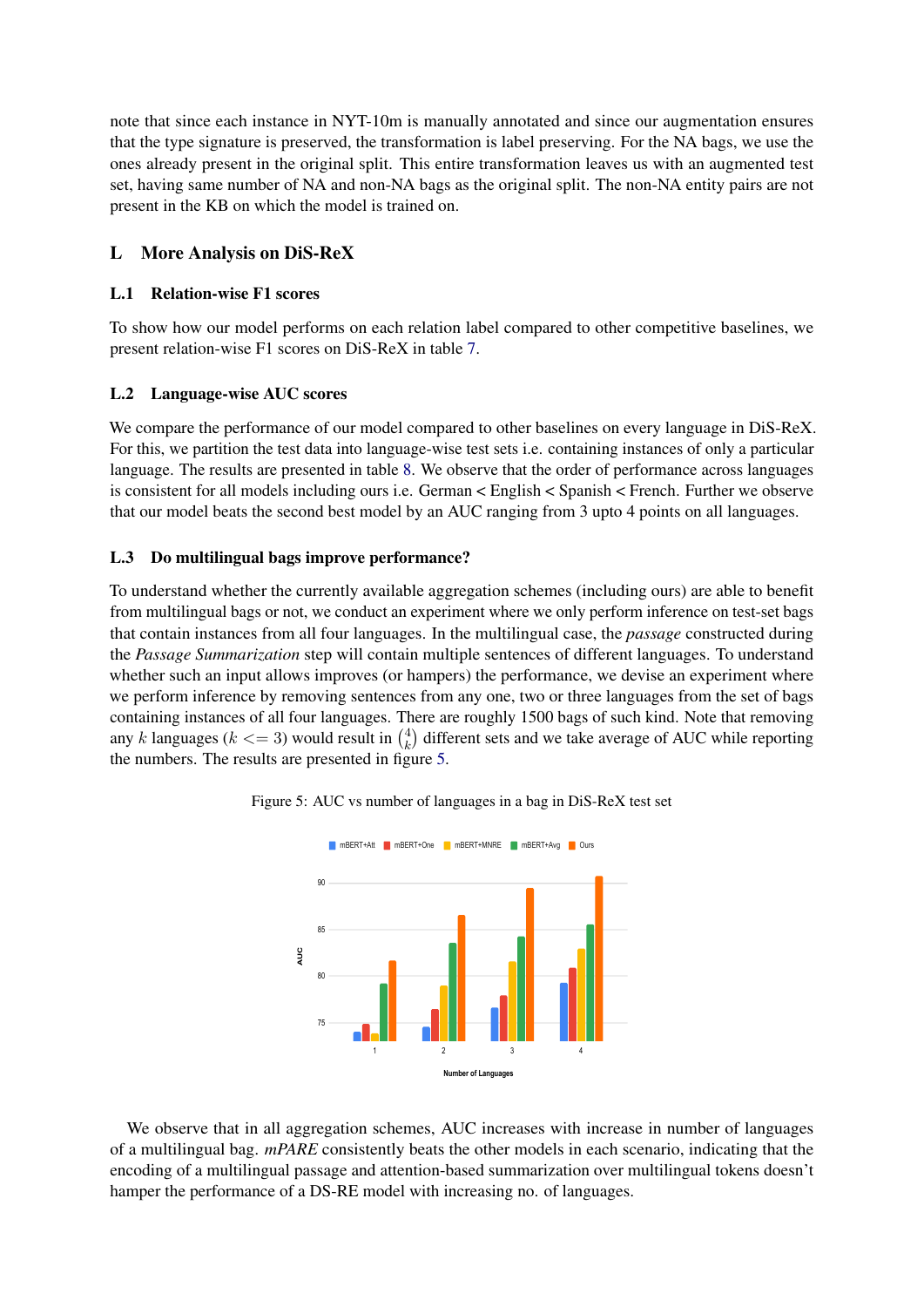note that since each instance in NYT-10m is manually annotated and since our augmentation ensures that the type signature is preserved, the transformation is label preserving. For the NA bags, we use the ones already present in the original split. This entire transformation leaves us with an augmented test set, having same number of NA and non-NA bags as the original split. The non-NA entity pairs are not present in the KB on which the model is trained on.

## L More Analysis on DiS-ReX

### L.1 Relation-wise F1 scores

To show how our model performs on each relation label compared to other competitive baselines, we present relation-wise F1 scores on DiS-ReX in table 7.

### L.2 Language-wise AUC scores

We compare the performance of our model compared to other baselines on every language in DiS-ReX. For this, we partition the test data into language-wise test sets i.e. containing instances of only a particular language. The results are presented in table 8. We observe that the order of performance across languages is consistent for all models including ours i.e. German < English < Spanish < French. Further we observe that our model beats the second best model by an AUC ranging from 3 upto 4 points on all languages.

### L.3 Do multilingual bags improve performance?

To understand whether the currently available aggregation schemes (including ours) are able to benefit from multilingual bags or not, we conduct an experiment where we only perform inference on test-set bags that contain instances from all four languages. In the multilingual case, the *passage* constructed during the *Passage Summarization* step will contain multiple sentences of different languages. To understand whether such an input allows improves (or hampers) the performance, we devise an experiment where we perform inference by removing sentences from any one, two or three languages from the set of bags containing instances of all four languages. There are roughly 1500 bags of such kind. Note that removing any $k$ languages ($k <= 3$) would result in $\binom{4}{k}$ different sets and we take average of AUC while reporting the numbers. The results are presented in figure 5.

Figure 5: AUC vs number of languages in a bag in DiS-ReX test set

We observe that in all aggregation schemes, AUC increases with increase in number of languages of a multilingual bag. *mPARE* consistently beats the other models in each scenario, indicating that the encoding of a multilingual passage and attention-based summarization over multilingual tokens doesn't hamper the performance of a DS-RE model with increasing no. of languages.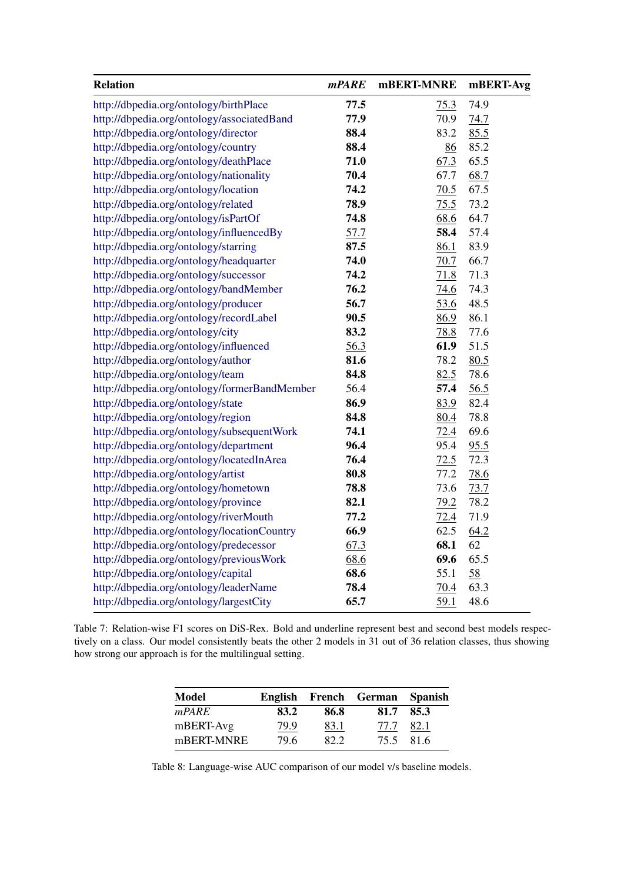| **Relation** | ***mPARE*** | **mBERT-MNRE** | **mBERT-Avg** |
|---|---|---|---|
| http://dbpedia.org/ontology/birthPlace | **77.5** | <u>75.3</u> | 74.9 |
| http://dbpedia.org/ontology/associatedBand | **77.9** | 70.9 | <u>74.7</u> |
| http://dbpedia.org/ontology/director | **88.4** | 83.2 | <u>85.5</u> |
| http://dbpedia.org/ontology/country | **88.4** | <u>86</u> | 85.2 |
| http://dbpedia.org/ontology/deathPlace | **71.0** | <u>67.3</u> | 65.5 |
| http://dbpedia.org/ontology/nationality | **70.4** | 67.7 | <u>68.7</u> |
| http://dbpedia.org/ontology/location | **74.2** | <u>70.5</u> | 67.5 |
| http://dbpedia.org/ontology/related | **78.9** | <u>75.5</u> | 73.2 |
| http://dbpedia.org/ontology/isPartOf | **74.8** | <u>68.6</u> | 64.7 |
| http://dbpedia.org/ontology/influencedBy | <u>57.7</u> | **58.4** | 57.4 |
| http://dbpedia.org/ontology/starring | **87.5** | <u>86.1</u> | 83.9 |
| http://dbpedia.org/ontology/headquarter | **74.0** | <u>70.7</u> | 66.7 |
| http://dbpedia.org/ontology/successor | **74.2** | <u>71.8</u> | 71.3 |
| http://dbpedia.org/ontology/bandMember | **76.2** | <u>74.6</u> | 74.3 |
| http://dbpedia.org/ontology/producer | **56.7** | <u>53.6</u> | 48.5 |
| http://dbpedia.org/ontology/recordLabel | **90.5** | <u>86.9</u> | 86.1 |
| http://dbpedia.org/ontology/city | **83.2** | <u>78.8</u> | 77.6 |
| http://dbpedia.org/ontology/influenced | <u>56.3</u> | **61.9** | 51.5 |
| http://dbpedia.org/ontology/author | **81.6** | 78.2 | <u>80.5</u> |
| http://dbpedia.org/ontology/team | **84.8** | <u>82.5</u> | 78.6 |
| http://dbpedia.org/ontology/formerBandMember | 56.4 | **57.4** | <u>56.5</u> |
| http://dbpedia.org/ontology/state | **86.9** | <u>83.9</u> | 82.4 |
| http://dbpedia.org/ontology/region | **84.8** | <u>80.4</u> | 78.8 |
| http://dbpedia.org/ontology/subsequentWork | **74.1** | <u>72.4</u> | 69.6 |
| http://dbpedia.org/ontology/department | **96.4** | 95.4 | <u>95.5</u> |
| http://dbpedia.org/ontology/locatedInArea | **76.4** | <u>72.5</u> | 72.3 |
| http://dbpedia.org/ontology/artist | **80.8** | 77.2 | <u>78.6</u> |
| http://dbpedia.org/ontology/hometown | **78.8** | 73.6 | <u>73.7</u> |
| http://dbpedia.org/ontology/province | **82.1** | <u>79.2</u> | 78.2 |
| http://dbpedia.org/ontology/riverMouth | **77.2** | <u>72.4</u> | 71.9 |
| http://dbpedia.org/ontology/locationCountry | **66.9** | 62.5 | <u>64.2</u> |
| http://dbpedia.org/ontology/predecessor | <u>67.3</u> | **68.1** | 62 |
| http://dbpedia.org/ontology/previousWork | <u>68.6</u> | **69.6** | 65.5 |
| http://dbpedia.org/ontology/capital | **68.6** | 55.1 | <u>58</u> |
| http://dbpedia.org/ontology/leaderName | **78.4** | <u>70.4</u> | 63.3 |
| http://dbpedia.org/ontology/largestCity | **65.7** | <u>59.1</u> | 48.6 |

Table 7: Relation-wise F1 scores on DiS-Rex. Bold and underline represent best and second best models respectively on a class. Our model consistently beats the other 2 models in 31 out of 36 relation classes, thus showing how strong our approach is for the multilingual setting.

| **Model** | **English** | **French** | **German** | **Spanish** |
|---|---|---|---|---|
| *mPARE* | **83.2** | **86.8** | **81.7** | **85.3** |
| mBERT-Avg | <u>79.9</u> | <u>83.1</u> | <u>77.7</u> | <u>82.1</u> |
| mBERT-MNRE | 79.6 | 82.2 | 75.5 | 81.6 |

Table 8: Language-wise AUC comparison of our model v/s baseline models.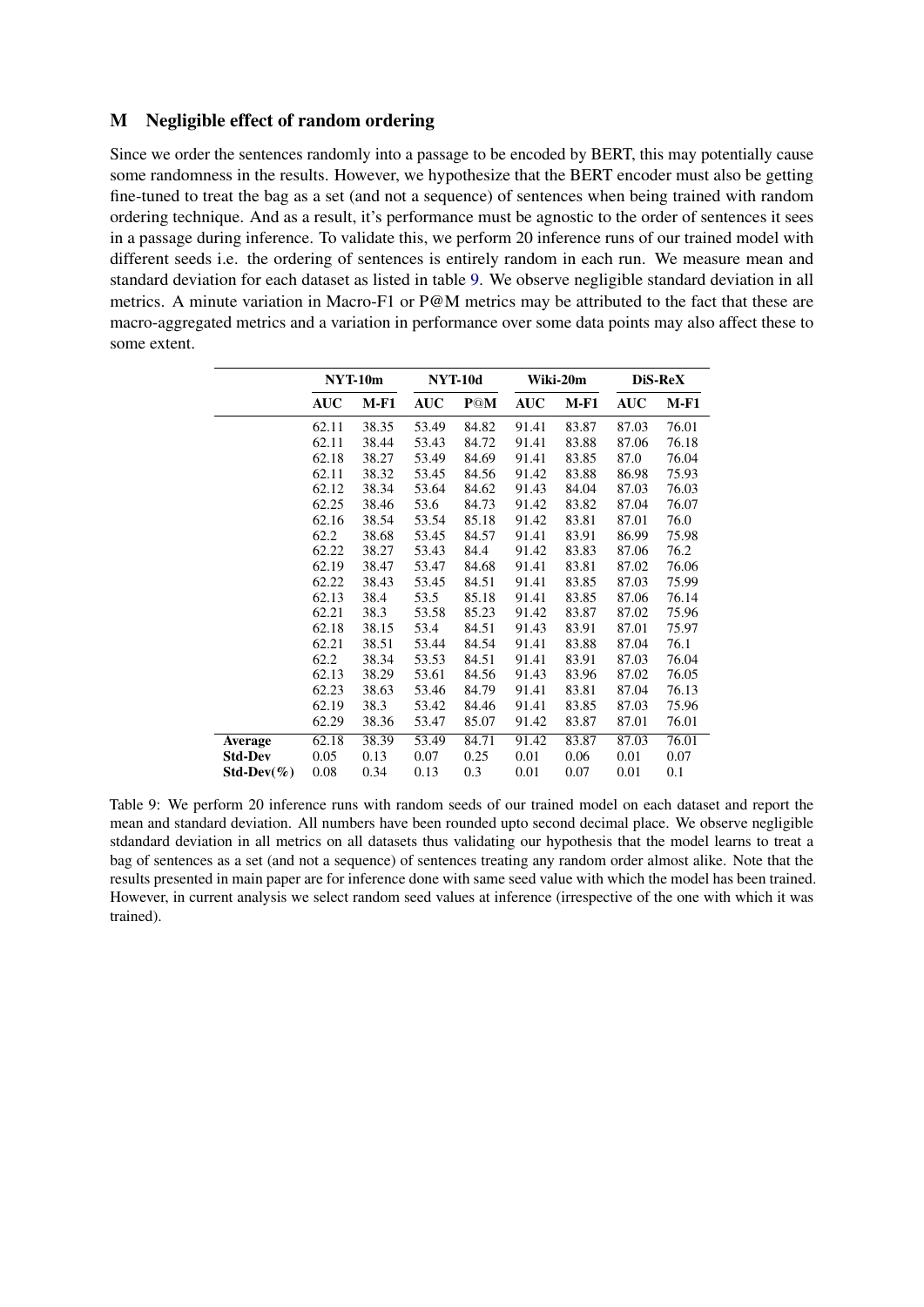## M Negligible effect of random ordering

Since we order the sentences randomly into a passage to be encoded by BERT, this may potentially cause some randomness in the results. However, we hypothesize that the BERT encoder must also be getting fine-tuned to treat the bag as a set (and not a sequence) of sentences when being trained with random ordering technique. And as a result, it's performance must be agnostic to the order of sentences it sees in a passage during inference. To validate this, we perform 20 inference runs of our trained model with different seeds i.e. the ordering of sentences is entirely random in each run. We measure mean and standard deviation for each dataset as listed in table 9. We observe negligible standard deviation in all metrics. A minute variation in Macro-F1 or P@M metrics may be attributed to the fact that these are macro-aggregated metrics and a variation in performance over some data points may also affect these to some extent.

| | **NYT-10m** | | **NYT-10d** | | **Wiki-20m** | | **DiS-ReX** | |
|---|---|---|---|---|---|---|---|---|
| | **AUC** | **M-F1** | **AUC** | **P@M** | **AUC** | **M-F1** | **AUC** | **M-F1** |
| | 62.11 | 38.35 | 53.49 | 84.82 | 91.41 | 83.87 | 87.03 | 76.01 |
| | 62.11 | 38.44 | 53.43 | 84.72 | 91.41 | 83.88 | 87.06 | 76.18 |
| | 62.18 | 38.27 | 53.49 | 84.69 | 91.41 | 83.85 | 87.0 | 76.04 |
| | 62.11 | 38.32 | 53.45 | 84.56 | 91.42 | 83.88 | 86.98 | 75.93 |
| | 62.12 | 38.34 | 53.64 | 84.62 | 91.43 | 84.04 | 87.03 | 76.03 |
| | 62.25 | 38.46 | 53.6 | 84.73 | 91.42 | 83.82 | 87.04 | 76.07 |
| | 62.16 | 38.54 | 53.54 | 85.18 | 91.42 | 83.81 | 87.01 | 76.0 |
| | 62.2 | 38.68 | 53.45 | 84.57 | 91.41 | 83.91 | 86.99 | 75.98 |
| | 62.22 | 38.27 | 53.43 | 84.4 | 91.42 | 83.83 | 87.06 | 76.2 |
| | 62.19 | 38.47 | 53.47 | 84.68 | 91.41 | 83.81 | 87.02 | 76.06 |
| | 62.22 | 38.43 | 53.45 | 84.51 | 91.41 | 83.85 | 87.03 | 75.99 |
| | 62.13 | 38.4 | 53.5 | 85.18 | 91.41 | 83.85 | 87.06 | 76.14 |
| | 62.21 | 38.3 | 53.58 | 85.23 | 91.42 | 83.87 | 87.02 | 75.96 |
| | 62.18 | 38.15 | 53.4 | 84.51 | 91.43 | 83.91 | 87.01 | 75.97 |
| | 62.21 | 38.51 | 53.44 | 84.54 | 91.41 | 83.88 | 87.04 | 76.1 |
| | 62.2 | 38.34 | 53.53 | 84.51 | 91.41 | 83.91 | 87.03 | 76.04 |
| | 62.13 | 38.29 | 53.61 | 84.56 | 91.43 | 83.96 | 87.02 | 76.05 |
| | 62.23 | 38.63 | 53.46 | 84.79 | 91.41 | 83.81 | 87.04 | 76.13 |
| | 62.19 | 38.3 | 53.42 | 84.46 | 91.41 | 83.85 | 87.03 | 75.96 |
| | 62.29 | 38.36 | 53.47 | 85.07 | 91.42 | 83.87 | 87.01 | 76.01 |
| **Average** | 62.18 | 38.39 | 53.49 | 84.71 | 91.42 | 83.87 | 87.03 | 76.01 |
| **Std-Dev** | 0.05 | 0.13 | 0.07 | 0.25 | 0.01 | 0.06 | 0.01 | 0.07 |
| **Std-Dev(%)** | 0.08 | 0.34 | 0.13 | 0.3 | 0.01 | 0.07 | 0.01 | 0.1 |

Table 9: We perform 20 inference runs with random seeds of our trained model on each dataset and report the mean and standard deviation. All numbers have been rounded upto second decimal place. We observe negligible stdandard deviation in all metrics on all datasets thus validating our hypothesis that the model learns to treat a bag of sentences as a set (and not a sequence) of sentences treating any random order almost alike. Note that the results presented in main paper are for inference done with same seed value with which the model has been trained. However, in current analysis we select random seed values at inference (irrespective of the one with which it was trained).